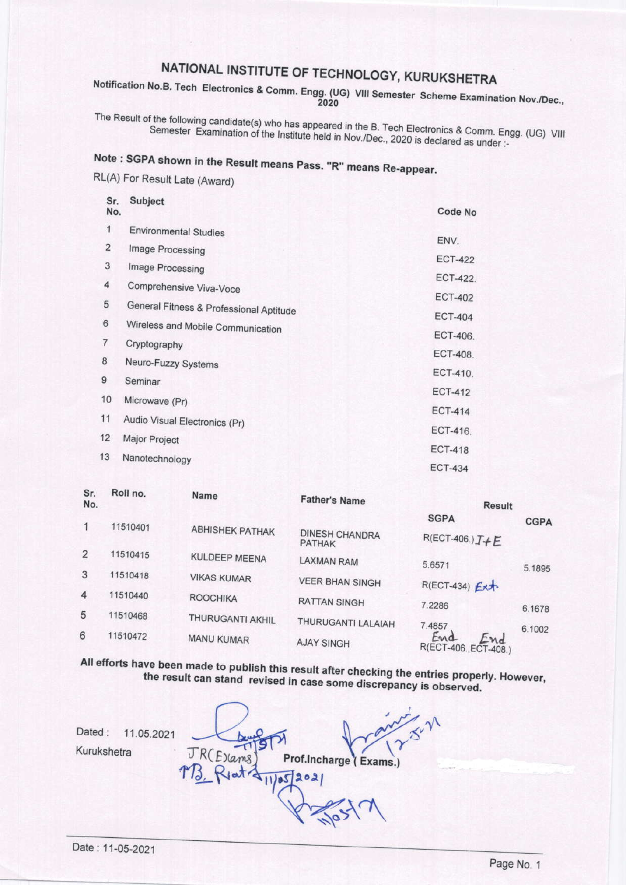# NATIONAL INSTITUTE OF TECHNOLOGY, KURUKSHETRA

## Notification No.B. Tech Electronics & Comm. Engg. (UG) VIII Semester Scheme Examination Nov./Dec., 2020

The Result of the following candidate(s) who has appeared in the B. Tech Electronics & Comm. Engg. (UG) VIII Semester Examination of the Institute held in Nov./Dec., 2020 is declared as under :-

**Note : SGPA shown in the Result means Pass. "R" means Re-appear.**

RL(A) For Result Late (Award)

| Sr. No. | Subject | Code No |
|---|---|---|
| 1 | Environmental Studies | ENV. |
| 2 | Image Processing | ECT-422 |
| 3 | Image Processing | ECT-422. |
| 4 | Comprehensive Viva-Voce | ECT-402 |
| 5 | General Fitness & Professional Aptitude | ECT-404 |
| 6 | Wireless and Mobile Communication | ECT-406. |
| 7 | Cryptography | ECT-408. |
| 8 | Neuro-Fuzzy Systems | ECT-410. |
| 9 | Seminar | ECT-412 |
| 10 | Microwave (Pr) | ECT-414 |
| 11 | Audio Visual Electronics (Pr) | ECT-416. |
| 12 | Major Project | ECT-418 |
| 13 | Nanotechnology | ECT-434 |

| Sr. No. | Roll no. | Name | Father's Name | Result | |
|---|---|---|---|---|---|
| | | | | SGPA | CGPA |
| 1 | 11510401 | ABHISHEK PATHAK | DINESH CHANDRA PATHAK | R(ECT-406.) I+E | |
| 2 | 11510415 | KULDEEP MEENA | LAXMAN RAM | 5.6571 | 5.1895 |
| 3 | 11510418 | VIKAS KUMAR | VEER BHAN SINGH | R(ECT-434) Ext. | |
| 4 | 11510440 | ROOCHIKA | RATTAN SINGH | 7.2286 | 6.1678 |
| 5 | 11510468 | THURUGANTI AKHIL | THURUGANTI LALAIAH | 7.4857 | 6.1002 |
| 6 | 11510472 | MANU KUMAR | AJAY SINGH | R(ECT-406. End, ECT-408. End) | |

**All efforts have been made to publish this result after checking the entries properly. However, the result can stand revised in case some discrepancy is observed.**

Dated : 11.05.2021

Kurukshetra

JR(Exams) &nbsp;&nbsp;&nbsp;&nbsp; Prof.Incharge ( Exams.)

Date : 11-05-2021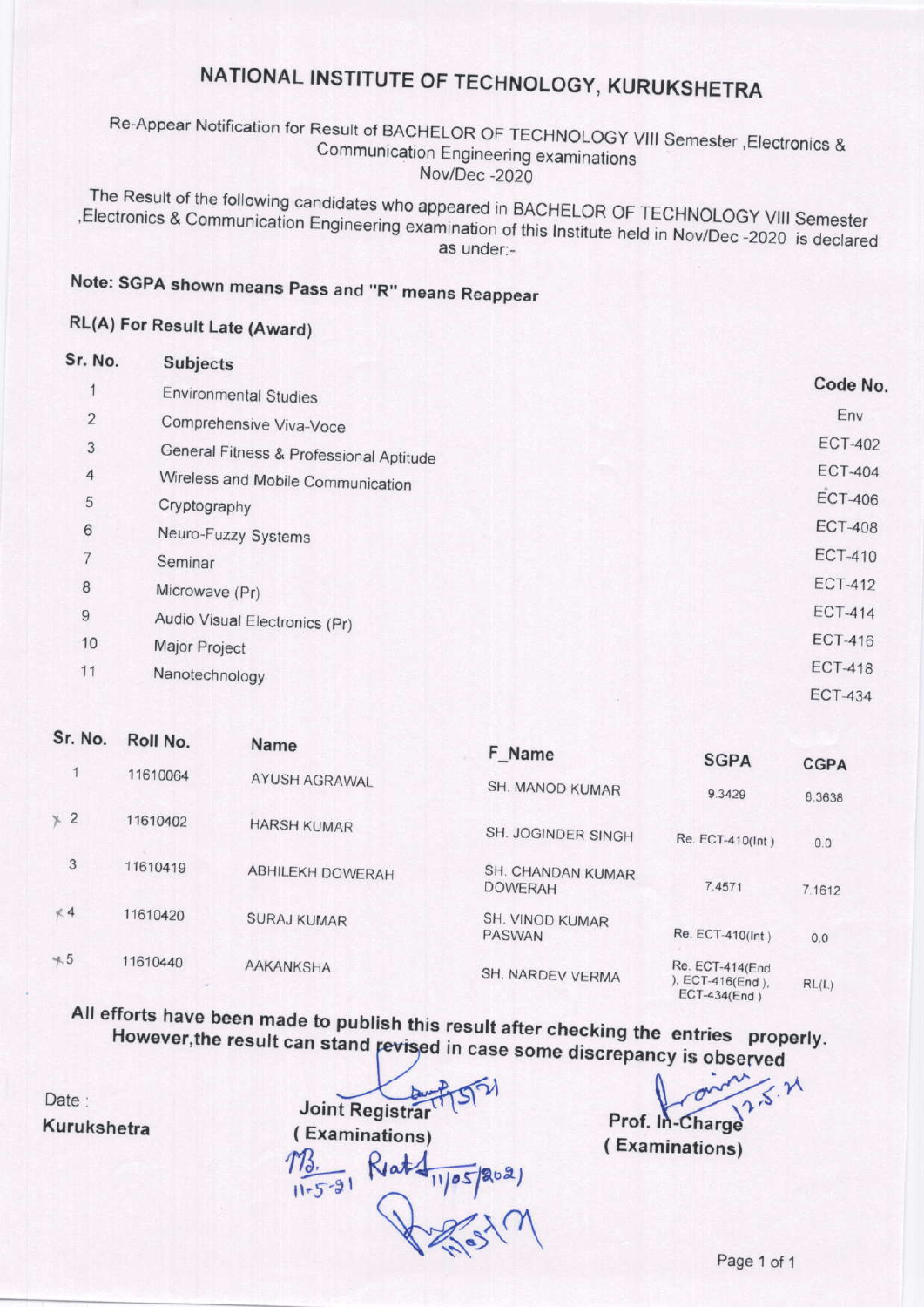# NATIONAL INSTITUTE OF TECHNOLOGY, KURUKSHETRA

Re-Appear Notification for Result of BACHELOR OF TECHNOLOGY VIII Semester ,Electronics & Communication Engineering examinations
Nov/Dec -2020

The Result of the following candidates who appeared in BACHELOR OF TECHNOLOGY VIII Semester ,Electronics & Communication Engineering examination of this Institute held in Nov/Dec -2020 is declared as under:-

**Note: SGPA shown means Pass and "R" means Reappear**

**RL(A) For Result Late (Award)**

| Sr. No. | Subjects | Code No. |
|---|---|---|
| 1 | Environmental Studies | Env |
| 2 | Comprehensive Viva-Voce | ECT-402 |
| 3 | General Fitness & Professional Aptitude | ECT-404 |
| 4 | Wireless and Mobile Communication | ECT-406 |
| 5 | Cryptography | ECT-408 |
| 6 | Neuro-Fuzzy Systems | ECT-410 |
| 7 | Seminar | ECT-412 |
| 8 | Microwave (Pr) | ECT-414 |
| 9 | Audio Visual Electronics (Pr) | ECT-416 |
| 10 | Major Project | ECT-418 |
| 11 | Nanotechnology | ECT-434 |

| Sr. No. | Roll No. | Name | F_Name | SGPA | CGPA |
|---|---|---|---|---|---|
| 1 | 11610064 | AYUSH AGRAWAL | SH. MANOD KUMAR | 9.3429 | 8.3638 |
| 2 | 11610402 | HARSH KUMAR | SH. JOGINDER SINGH | Re. ECT-410(Int ) | 0.0 |
| 3 | 11610419 | ABHILEKH DOWERAH | SH. CHANDAN KUMAR DOWERAH | 7.4571 | 7.1612 |
| 4 | 11610420 | SURAJ KUMAR | SH. VINOD KUMAR PASWAN | Re. ECT-410(Int ) | 0.0 |
| 5 | 11610440 | AAKANKSHA | SH. NARDEV VERMA | Re. ECT-414(End ), ECT-416(End ), ECT-434(End ) | RL(L) |

**All efforts have been made to publish this result after checking the entries properly. However,the result can stand revised in case some discrepancy is observed**

Date :
**Kurukshetra**

**Joint Registrar**
**( Examinations)**

**Prof. In-Charge**
**( Examinations)**